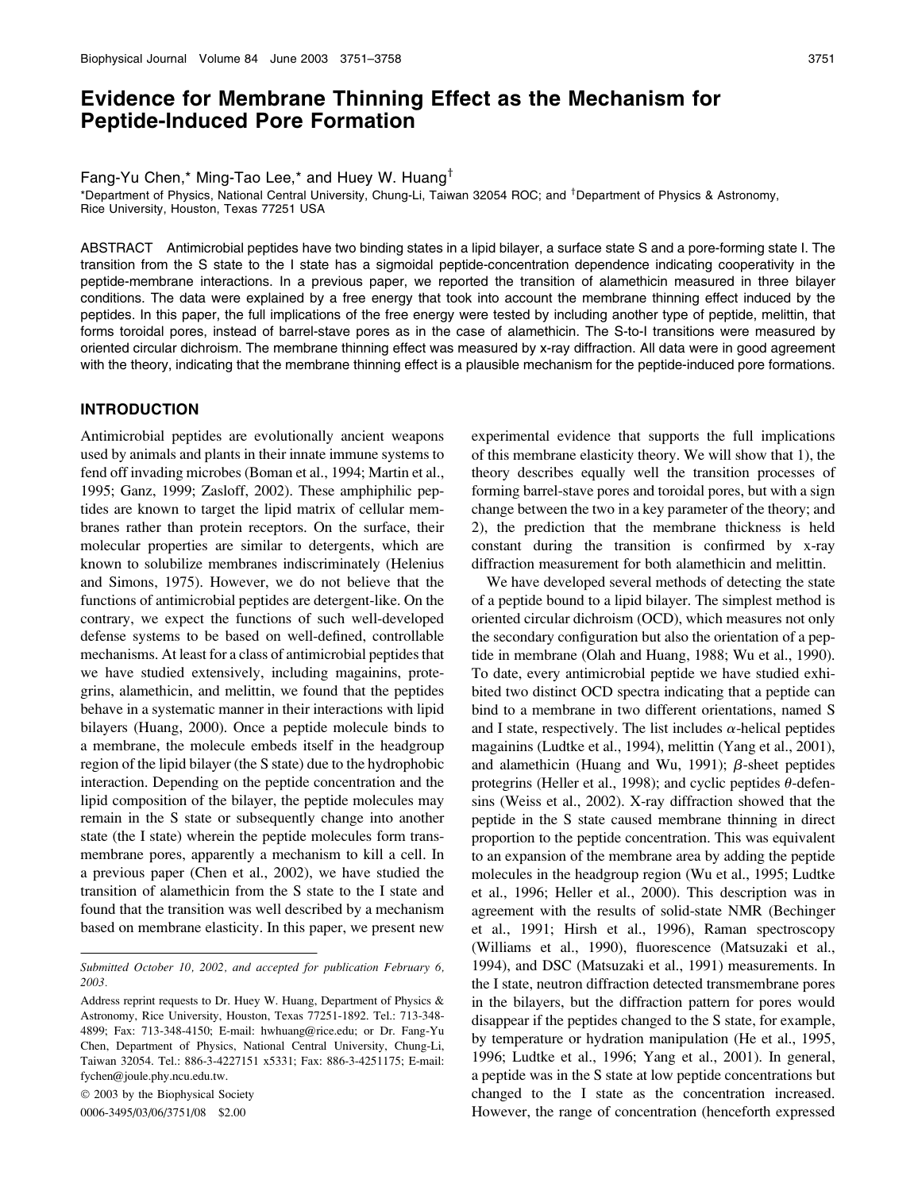# Evidence for Membrane Thinning Effect as the Mechanism for Peptide-Induced Pore Formation

Fang-Yu Chen,* Ming-Tao Lee,* and Huey W. Huang[†]

*Department of Physics, National Central University, Chung-Li, Taiwan 32054 ROC; and [†]Department of Physics & Astronomy, Rice University, Houston, Texas 77251 USA

ABSTRACT Antimicrobial peptides have two binding states in a lipid bilayer, a surface state S and a pore-forming state I. The transition from the S state to the I state has a sigmoidal peptide-concentration dependence indicating cooperativity in the peptide-membrane interactions. In a previous paper, we reported the transition of alamethicin measured in three bilayer conditions. The data were explained by a free energy that took into account the membrane thinning effect induced by the peptides. In this paper, the full implications of the free energy were tested by including another type of peptide, melittin, that forms toroidal pores, instead of barrel-stave pores as in the case of alamethicin. The S-to-I transitions were measured by oriented circular dichroism. The membrane thinning effect was measured by x-ray diffraction. All data were in good agreement with the theory, indicating that the membrane thinning effect is a plausible mechanism for the peptide-induced pore formations.

## INTRODUCTION

Antimicrobial peptides are evolutionally ancient weapons used by animals and plants in their innate immune systems to fend off invading microbes (Boman et al., 1994; Martin et al., 1995; Ganz, 1999; Zasloff, 2002). These amphiphilic peptides are known to target the lipid matrix of cellular membranes rather than protein receptors. On the surface, their molecular properties are similar to detergents, which are known to solubilize membranes indiscriminately (Helenius and Simons, 1975). However, we do not believe that the functions of antimicrobial peptides are detergent-like. On the contrary, we expect the functions of such well-developed defense systems to be based on well-defined, controllable mechanisms. At least for a class of antimicrobial peptides that we have studied extensively, including magainins, protegrins, alamethicin, and melittin, we found that the peptides behave in a systematic manner in their interactions with lipid bilayers (Huang, 2000). Once a peptide molecule binds to a membrane, the molecule embeds itself in the headgroup region of the lipid bilayer (the S state) due to the hydrophobic interaction. Depending on the peptide concentration and the lipid composition of the bilayer, the peptide molecules may remain in the S state or subsequently change into another state (the I state) wherein the peptide molecules form transmembrane pores, apparently a mechanism to kill a cell. In a previous paper (Chen et al., 2002), we have studied the transition of alamethicin from the S state to the I state and found that the transition was well described by a mechanism based on membrane elasticity. In this paper, we present new experimental evidence that supports the full implications of this membrane elasticity theory. We will show that 1), the theory describes equally well the transition processes of forming barrel-stave pores and toroidal pores, but with a sign change between the two in a key parameter of the theory; and 2), the prediction that the membrane thickness is held constant during the transition is confirmed by x-ray diffraction measurement for both alamethicin and melittin.

We have developed several methods of detecting the state of a peptide bound to a lipid bilayer. The simplest method is oriented circular dichroism (OCD), which measures not only the secondary configuration but also the orientation of a peptide in membrane (Olah and Huang, 1988; Wu et al., 1990). To date, every antimicrobial peptide we have studied exhibited two distinct OCD spectra indicating that a peptide can bind to a membrane in two different orientations, named S and I state, respectively. The list includes $\alpha$-helical peptides magainins (Ludtke et al., 1994), melittin (Yang et al., 2001), and alamethicin (Huang and Wu, 1991); $\beta$-sheet peptides protegrins (Heller et al., 1998); and cyclic peptides $\theta$-defensins (Weiss et al., 2002). X-ray diffraction showed that the peptide in the S state caused membrane thinning in direct proportion to the peptide concentration. This was equivalent to an expansion of the membrane area by adding the peptide molecules in the headgroup region (Wu et al., 1995; Ludtke et al., 1996; Heller et al., 2000). This description was in agreement with the results of solid-state NMR (Bechinger et al., 1991; Hirsh et al., 1996), Raman spectroscopy (Williams et al., 1990), fluorescence (Matsuzaki et al., 1994), and DSC (Matsuzaki et al., 1991) measurements. In the I state, neutron diffraction detected transmembrane pores in the bilayers, but the diffraction pattern for pores would disappear if the peptides changed to the S state, for example, by temperature or hydration manipulation (He et al., 1995, 1996; Ludtke et al., 1996; Yang et al., 2001). In general, a peptide was in the S state at low peptide concentrations but changed to the I state as the concentration increased. However, the range of concentration (henceforth expressed

---

*Submitted October 10, 2002, and accepted for publication February 6, 2003.*

Address reprint requests to Dr. Huey W. Huang, Department of Physics & Astronomy, Rice University, Houston, Texas 77251-1892. Tel.: 713-348-4899; Fax: 713-348-4150; E-mail: hwhuang@rice.edu; or Dr. Fang-Yu Chen, Department of Physics, National Central University, Chung-Li, Taiwan 32054. Tel.: 886-3-4227151 x5331; Fax: 886-3-4251175; E-mail: fychen@joule.phy.ncu.edu.tw.

© 2003 by the Biophysical Society

0006-3495/03/06/3751/08 $2.00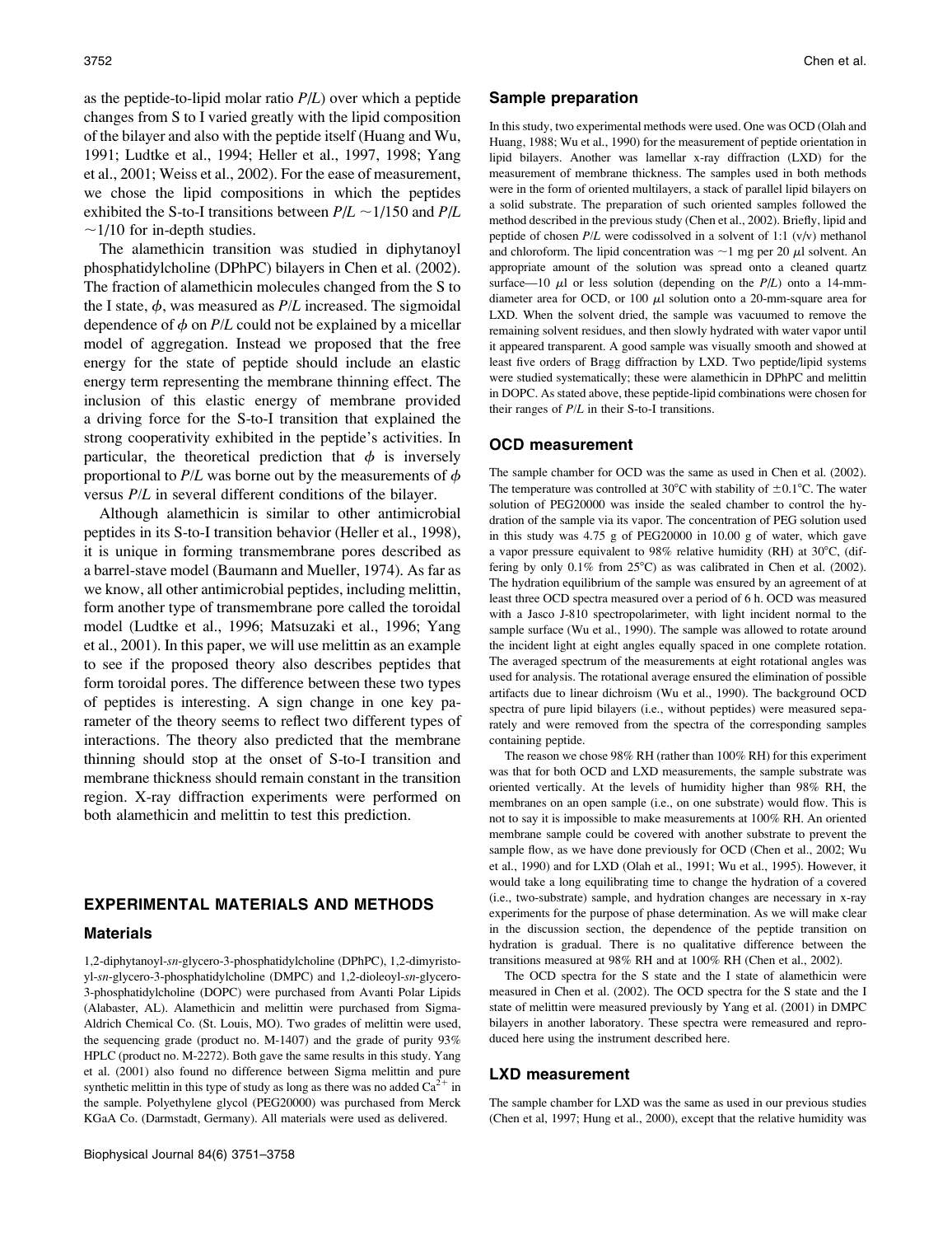as the peptide-to-lipid molar ratio $P/L$) over which a peptide changes from S to I varied greatly with the lipid composition of the bilayer and also with the peptide itself (Huang and Wu, 1991; Ludtke et al., 1994; Heller et al., 1997, 1998; Yang et al., 2001; Weiss et al., 2002). For the ease of measurement, we chose the lipid compositions in which the peptides exhibited the S-to-I transitions between $P/L$ ~1/150 and $P/L$ ~1/10 for in-depth studies.

The alamethicin transition was studied in diphytanoyl phosphatidylcholine (DPhPC) bilayers in Chen et al. (2002). The fraction of alamethicin molecules changed from the S to the I state, $\phi$, was measured as $P/L$ increased. The sigmoidal dependence of $\phi$ on $P/L$ could not be explained by a micellar model of aggregation. Instead we proposed that the free energy for the state of peptide should include an elastic energy term representing the membrane thinning effect. The inclusion of this elastic energy of membrane provided a driving force for the S-to-I transition that explained the strong cooperativity exhibited in the peptide's activities. In particular, the theoretical prediction that $\phi$ is inversely proportional to $P/L$ was borne out by the measurements of $\phi$ versus $P/L$ in several different conditions of the bilayer.

Although alamethicin is similar to other antimicrobial peptides in its S-to-I transition behavior (Heller et al., 1998), it is unique in forming transmembrane pores described as a barrel-stave model (Baumann and Mueller, 1974). As far as we know, all other antimicrobial peptides, including melittin, form another type of transmembrane pore called the toroidal model (Ludtke et al., 1996; Matsuzaki et al., 1996; Yang et al., 2001). In this paper, we will use melittin as an example to see if the proposed theory also describes peptides that form toroidal pores. The difference between these two types of peptides is interesting. A sign change in one key parameter of the theory seems to reflect two different types of interactions. The theory also predicted that the membrane thinning should stop at the onset of S-to-I transition and membrane thickness should remain constant in the transition region. X-ray diffraction experiments were performed on both alamethicin and melittin to test this prediction.

## EXPERIMENTAL MATERIALS AND METHODS

### Materials

1,2-diphytanoyl-*sn*-glycero-3-phosphatidylcholine (DPhPC), 1,2-dimyristoyl-*sn*-glycero-3-phosphatidylcholine (DMPC) and 1,2-dioleoyl-*sn*-glycero-3-phosphatidylcholine (DOPC) were purchased from Avanti Polar Lipids (Alabaster, AL). Alamethicin and melittin were purchased from Sigma-Aldrich Chemical Co. (St. Louis, MO). Two grades of melittin were used, the sequencing grade (product no. M-1407) and the grade of purity 93% HPLC (product no. M-2272). Both gave the same results in this study. Yang et al. (2001) also found no difference between Sigma melittin and pure synthetic melittin in this type of study as long as there was no added $Ca^{2+}$ in the sample. Polyethylene glycol (PEG20000) was purchased from Merck KGaA Co. (Darmstadt, Germany). All materials were used as delivered.

### Sample preparation

In this study, two experimental methods were used. One was OCD (Olah and Huang, 1988; Wu et al., 1990) for the measurement of peptide orientation in lipid bilayers. Another was lamellar x-ray diffraction (LXD) for the measurement of membrane thickness. The samples used in both methods were in the form of oriented multilayers, a stack of parallel lipid bilayers on a solid substrate. The preparation of such oriented samples followed the method described in the previous study (Chen et al., 2002). Briefly, lipid and peptide of chosen $P/L$ were codissolved in a solvent of 1:1 (v/v) methanol and chloroform. The lipid concentration was ~1 mg per 20 $\mu$l solvent. An appropriate amount of the solution was spread onto a cleaned quartz surface—10 $\mu$l or less solution (depending on the $P/L$) onto a 14-mm-diameter area for OCD, or 100 $\mu$l solution onto a 20-mm-square area for LXD. When the solvent dried, the sample was vacuumed to remove the remaining solvent residues, and then slowly hydrated with water vapor until it appeared transparent. A good sample was visually smooth and showed at least five orders of Bragg diffraction by LXD. Two peptide/lipid systems were studied systematically; these were alamethicin in DPhPC and melittin in DOPC. As stated above, these peptide-lipid combinations were chosen for their ranges of $P/L$ in their S-to-I transitions.

### OCD measurement

The sample chamber for OCD was the same as used in Chen et al. (2002). The temperature was controlled at 30°C with stability of ±0.1°C. The water solution of PEG20000 was inside the sealed chamber to control the hydration of the sample via its vapor. The concentration of PEG solution used in this study was 4.75 g of PEG20000 in 10.00 g of water, which gave a vapor pressure equivalent to 98% relative humidity (RH) at 30°C, (differing by only 0.1% from 25°C) as was calibrated in Chen et al. (2002). The hydration equilibrium of the sample was ensured by an agreement of at least three OCD spectra measured over a period of 6 h. OCD was measured with a Jasco J-810 spectropolarimeter, with light incident normal to the sample surface (Wu et al., 1990). The sample was allowed to rotate around the incident light at eight angles equally spaced in one complete rotation. The averaged spectrum of the measurements at eight rotational angles was used for analysis. The rotational average ensured the elimination of possible artifacts due to linear dichroism (Wu et al., 1990). The background OCD spectra of pure lipid bilayers (i.e., without peptides) were measured separately and were removed from the spectra of the corresponding samples containing peptide.

The reason we chose 98% RH (rather than 100% RH) for this experiment was that for both OCD and LXD measurements, the sample substrate was oriented vertically. At the levels of humidity higher than 98% RH, the membranes on an open sample (i.e., on one substrate) would flow. This is not to say it is impossible to make measurements at 100% RH. An oriented membrane sample could be covered with another substrate to prevent the sample flow, as we have done previously for OCD (Chen et al., 2002; Wu et al., 1990) and for LXD (Olah et al., 1991; Wu et al., 1995). However, it would take a long equilibrating time to change the hydration of a covered (i.e., two-substrate) sample, and hydration changes are necessary in x-ray experiments for the purpose of phase determination. As we will make clear in the discussion section, the dependence of the peptide transition on hydration is gradual. There is no qualitative difference between the transitions measured at 98% RH and at 100% RH (Chen et al., 2002).

The OCD spectra for the S state and the I state of alamethicin were measured in Chen et al. (2002). The OCD spectra for the S state and the I state of melittin were measured previously by Yang et al. (2001) in DMPC bilayers in another laboratory. These spectra were remeasured and reproduced here using the instrument described here.

### LXD measurement

The sample chamber for LXD was the same as used in our previous studies (Chen et al, 1997; Hung et al., 2000), except that the relative humidity was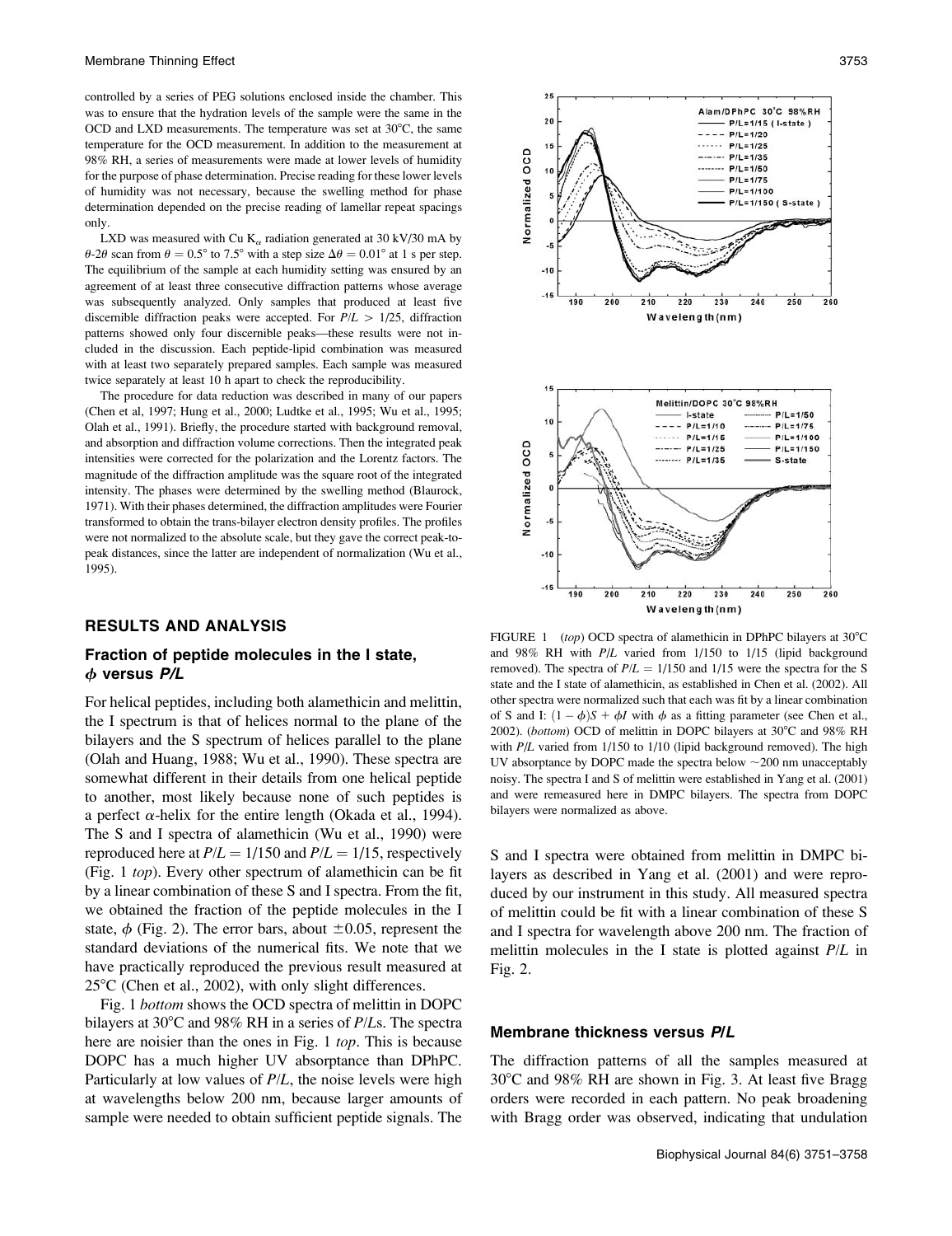controlled by a series of PEG solutions enclosed inside the chamber. This was to ensure that the hydration levels of the sample were the same in the OCD and LXD measurements. The temperature was set at 30°C, the same temperature for the OCD measurement. In addition to the measurement at 98% RH, a series of measurements were made at lower levels of humidity for the purpose of phase determination. Precise reading for these lower levels of humidity was not necessary, because the swelling method for phase determination depended on the precise reading of lamellar repeat spacings only.

LXD was measured with Cu $K_\alpha$ radiation generated at 30 kV/30 mA by $\theta$-$2\theta$ scan from $\theta = 0.5°$ to $7.5°$ with a step size $\Delta\theta = 0.01°$ at 1 s per step. The equilibrium of the sample at each humidity setting was ensured by an agreement of at least three consecutive diffraction patterns whose average was subsequently analyzed. Only samples that produced at least five discernible diffraction peaks were accepted. For $P/L > 1/25$, diffraction patterns showed only four discernible peaks—these results were not included in the discussion. Each peptide-lipid combination was measured with at least two separately prepared samples. Each sample was measured twice separately at least 10 h apart to check the reproducibility.

The procedure for data reduction was described in many of our papers (Chen et al, 1997; Hung et al., 2000; Ludtke et al., 1995; Wu et al., 1995; Olah et al., 1991). Briefly, the procedure started with background removal, and absorption and diffraction volume corrections. Then the integrated peak intensities were corrected for the polarization and the Lorentz factors. The magnitude of the diffraction amplitude was the square root of the integrated intensity. The phases were determined by the swelling method (Blaurock, 1971). With their phases determined, the diffraction amplitudes were Fourier transformed to obtain the trans-bilayer electron density profiles. The profiles were not normalized to the absolute scale, but they gave the correct peak-to-peak distances, since the latter are independent of normalization (Wu et al., 1995).

## RESULTS AND ANALYSIS

### Fraction of peptide molecules in the I state, $\phi$ versus *P/L*

For helical peptides, including both alamethicin and melittin, the I spectrum is that of helices normal to the plane of the bilayers and the S spectrum of helices parallel to the plane (Olah and Huang, 1988; Wu et al., 1990). These spectra are somewhat different in their details from one helical peptide to another, most likely because none of such peptides is a perfect $\alpha$-helix for the entire length (Okada et al., 1994). The S and I spectra of alamethicin (Wu et al., 1990) were reproduced here at $P/L = 1/150$ and $P/L = 1/15$, respectively (Fig. 1 *top*). Every other spectrum of alamethicin can be fit by a linear combination of these S and I spectra. From the fit, we obtained the fraction of the peptide molecules in the I state, $\phi$ (Fig. 2). The error bars, about $\pm 0.05$, represent the standard deviations of the numerical fits. We note that we have practically reproduced the previous result measured at 25°C (Chen et al., 2002), with only slight differences.

Fig. 1 *bottom* shows the OCD spectra of melittin in DOPC bilayers at 30°C and 98% RH in a series of *P/L*s. The spectra here are noisier than the ones in Fig. 1 *top*. This is because DOPC has a much higher UV absorptance than DPhPC. Particularly at low values of *P/L*, the noise levels were high at wavelengths below 200 nm, because larger amounts of sample were needed to obtain sufficient peptide signals. The S and I spectra were obtained from melittin in DMPC bilayers as described in Yang et al. (2001) and were reproduced by our instrument in this study. All measured spectra of melittin could be fit with a linear combination of these S and I spectra for wavelength above 200 nm. The fraction of melittin molecules in the I state is plotted against *P/L* in Fig. 2.

FIGURE 1 (*top*) OCD spectra of alamethicin in DPhPC bilayers at 30°C and 98% RH with *P/L* varied from 1/150 to 1/15 (lipid background removed). The spectra of $P/L = 1/150$ and 1/15 were the spectra for the S state and the I state of alamethicin, as established in Chen et al. (2002). All other spectra were normalized such that each was fit by a linear combination of S and I: $(1 - \phi)S + \phi I$ with $\phi$ as a fitting parameter (see Chen et al., 2002). (*bottom*) OCD of melittin in DOPC bilayers at 30°C and 98% RH with *P/L* varied from 1/150 to 1/10 (lipid background removed). The high UV absorptance by DOPC made the spectra below ~200 nm unacceptably noisy. The spectra I and S of melittin were established in Yang et al. (2001) and were remeasured here in DMPC bilayers. The spectra from DOPC bilayers were normalized as above.

### Membrane thickness versus *P/L*

The diffraction patterns of all the samples measured at 30°C and 98% RH are shown in Fig. 3. At least five Bragg orders were recorded in each pattern. No peak broadening with Bragg order was observed, indicating that undulation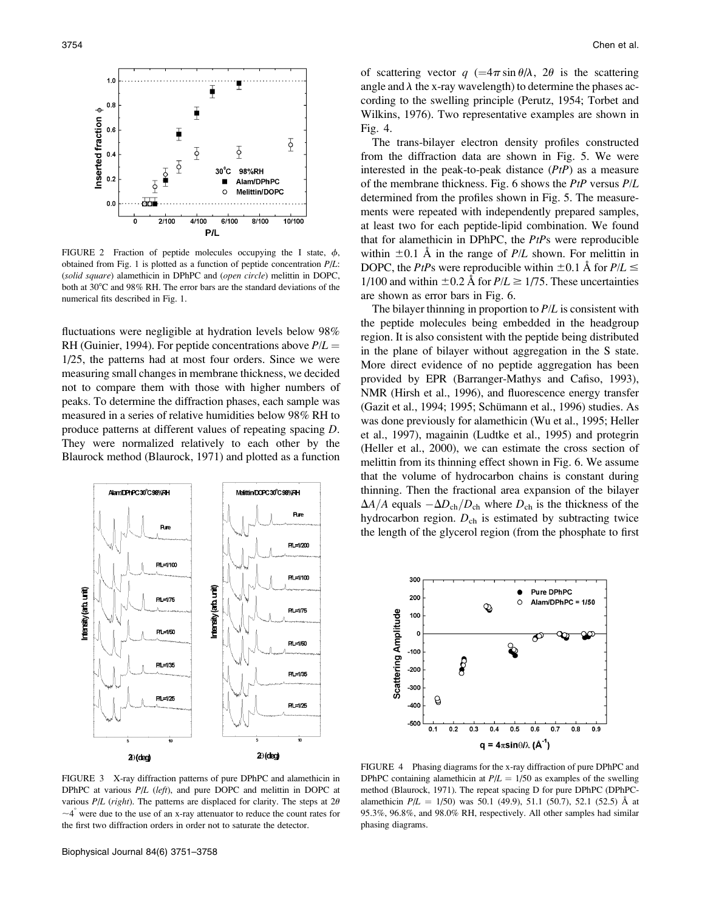FIGURE 2 Fraction of peptide molecules occupying the I state, $\phi$, obtained from Fig. 1 is plotted as a function of peptide concentration $P/L$: (*solid square*) alamethicin in DPhPC and (*open circle*) melittin in DOPC, both at 30°C and 98% RH. The error bars are the standard deviations of the numerical fits described in Fig. 1.

fluctuations were negligible at hydration levels below 98% RH (Guinier, 1994). For peptide concentrations above $P/L = 1/25$, the patterns had at most four orders. Since we were measuring small changes in membrane thickness, we decided not to compare them with those with higher numbers of peaks. To determine the diffraction phases, each sample was measured in a series of relative humidities below 98% RH to produce patterns at different values of repeating spacing $D$. They were normalized relatively to each other by the Blaurock method (Blaurock, 1971) and plotted as a function of scattering vector $q$ ($=4\pi \sin\theta/\lambda$, $2\theta$ is the scattering angle and $\lambda$ the x-ray wavelength) to determine the phases according to the swelling principle (Perutz, 1954; Torbet and Wilkins, 1976). Two representative examples are shown in Fig. 4.

FIGURE 3 X-ray diffraction patterns of pure DPhPC and alamethicin in DPhPC at various $P/L$ (*left*), and pure DOPC and melittin in DOPC at various $P/L$ (*right*). The patterns are displaced for clarity. The steps at $2\theta$ ~4° were due to the use of an x-ray attenuator to reduce the count rates for the first two diffraction orders in order not to saturate the detector.

The trans-bilayer electron density profiles constructed from the diffraction data are shown in Fig. 5. We were interested in the peak-to-peak distance ($PtP$) as a measure of the membrane thickness. Fig. 6 shows the $PtP$ versus $P/L$ determined from the profiles shown in Fig. 5. The measurements were repeated with independently prepared samples, at least two for each peptide-lipid combination. We found that for alamethicin in DPhPC, the $PtP$s were reproducible within ±0.1 Å in the range of $P/L$ shown. For melittin in DOPC, the $PtP$s were reproducible within ±0.1 Å for $P/L \leq 1/100$ and within ±0.2 Å for $P/L \geq 1/75$. These uncertainties are shown as error bars in Fig. 6.

The bilayer thinning in proportion to $P/L$ is consistent with the peptide molecules being embedded in the headgroup region. It is also consistent with the peptide being distributed in the plane of bilayer without aggregation in the S state. More direct evidence of no peptide aggregation has been provided by EPR (Barranger-Mathys and Cafiso, 1993), NMR (Hirsh et al., 1996), and fluorescence energy transfer (Gazit et al., 1994; 1995; Schümann et al., 1996) studies. As was done previously for alamethicin (Wu et al., 1995; Heller et al., 1997), magainin (Ludtke et al., 1995) and protegrin (Heller et al., 2000), we can estimate the cross section of melittin from its thinning effect shown in Fig. 6. We assume that the volume of hydrocarbon chains is constant during thinning. Then the fractional area expansion of the bilayer $\Delta A/A$ equals $-\Delta D_{ch}/D_{ch}$ where $D_{ch}$ is the thickness of the hydrocarbon region. $D_{ch}$ is estimated by subtracting twice the length of the glycerol region (from the phosphate to first

FIGURE 4 Phasing diagrams for the x-ray diffraction of pure DPhPC and DPhPC containing alamethicin at $P/L = 1/50$ as examples of the swelling method (Blaurock, 1971). The repeat spacing D for pure DPhPC (DPhPC-alamethicin $P/L = 1/50$) was 50.1 (49.9), 51.1 (50.7), 52.1 (52.5) Å at 95.3%, 96.8%, and 98.0% RH, respectively. All other samples had similar phasing diagrams.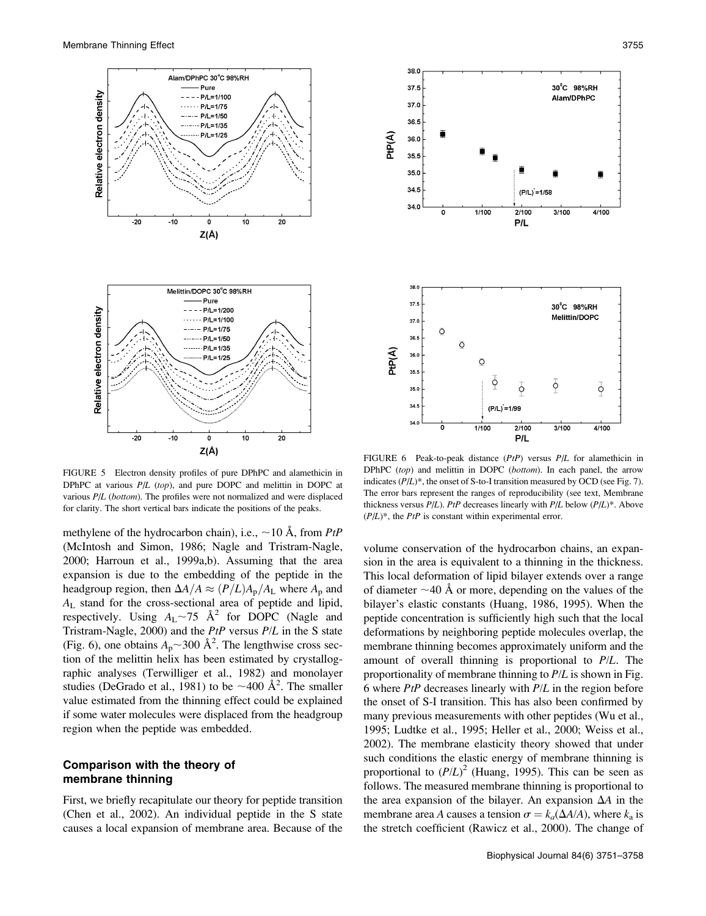FIGURE 5 Electron density profiles of pure DPhPC and alamethicin in DPhPC at various $P/L$ (*top*), and pure DOPC and melittin in DOPC at various $P/L$ (*bottom*). The profiles were not normalized and were displaced for clarity. The short vertical bars indicate the positions of the peaks.

FIGURE 6 Peak-to-peak distance ($PtP$) versus $P/L$ for alamethicin in DPhPC (*top*) and melittin in DOPC (*bottom*). In each panel, the arrow indicates $(P/L)^*$, the onset of S-to-I transition measured by OCD (see Fig. 7). The error bars represent the ranges of reproducibility (see text, Membrane thickness versus $P/L$). $PtP$ decreases linearly with $P/L$ below $(P/L)^*$. Above $(P/L)^*$, the $PtP$ is constant within experimental error.

methylene of the hydrocarbon chain), i.e., ~10 Å, from $PtP$ (McIntosh and Simon, 1986; Nagle and Tristram-Nagle, 2000; Harroun et al., 1999a,b). Assuming that the area expansion is due to the embedding of the peptide in the headgroup region, then $\Delta A/A \approx (P/L)A_p/A_L$ where $A_p$ and $A_L$ stand for the cross-sectional area of peptide and lipid, respectively. Using $A_L \sim 75$ Å$^2$ for DOPC (Nagle and Tristram-Nagle, 2000) and the $PtP$ versus $P/L$ in the S state (Fig. 6), one obtains $A_p \sim 300$ Å$^2$. The lengthwise cross section of the melittin helix has been estimated by crystallographic analyses (Terwilliger et al., 1982) and monolayer studies (DeGrado et al., 1981) to be ~400 Å$^2$. The smaller value estimated from the thinning effect could be explained if some water molecules were displaced from the headgroup region when the peptide was embedded.

## Comparison with the theory of membrane thinning

First, we briefly recapitulate our theory for peptide transition (Chen et al., 2002). An individual peptide in the S state causes a local expansion of membrane area. Because of the volume conservation of the hydrocarbon chains, an expansion in the area is equivalent to a thinning in the thickness. This local deformation of lipid bilayer extends over a range of diameter ~40 Å or more, depending on the values of the bilayer's elastic constants (Huang, 1986, 1995). When the peptide concentration is sufficiently high such that the local deformations by neighboring peptide molecules overlap, the membrane thinning becomes approximately uniform and the amount of overall thinning is proportional to $P/L$. The proportionality of membrane thinning to $P/L$ is shown in Fig. 6 where $PtP$ decreases linearly with $P/L$ in the region before the onset of S-I transition. This has also been confirmed by many previous measurements with other peptides (Wu et al., 1995; Ludtke et al., 1995; Heller et al., 2000; Weiss et al., 2002). The membrane elasticity theory showed that under such conditions the elastic energy of membrane thinning is proportional to $(P/L)^2$ (Huang, 1995). This can be seen as follows. The measured membrane thinning is proportional to the area expansion of the bilayer. An expansion $\Delta A$ in the membrane area $A$ causes a tension $\sigma = k_a(\Delta A/A)$, where $k_a$ is the stretch coefficient (Rawicz et al., 2000). The change of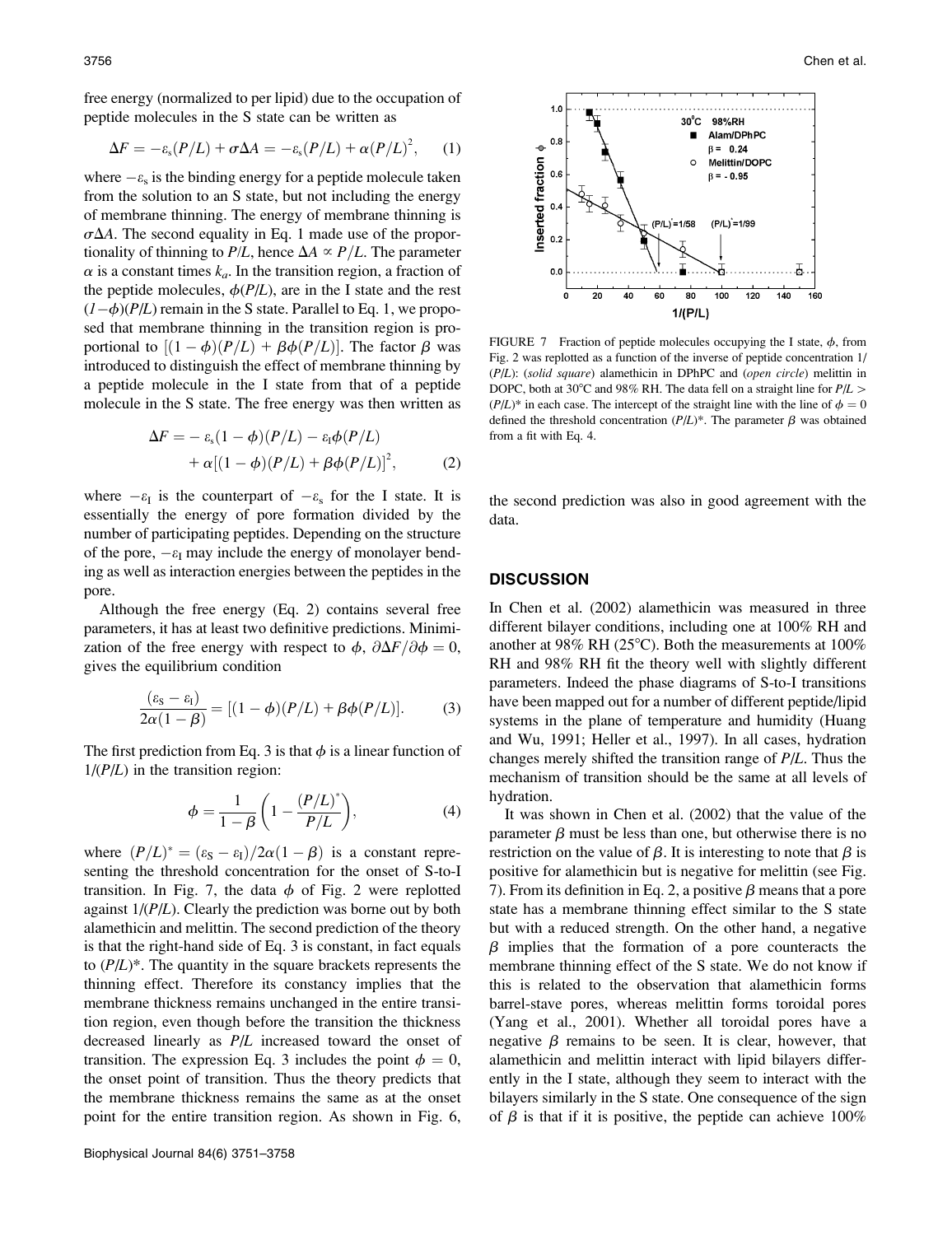free energy (normalized to per lipid) due to the occupation of peptide molecules in the S state can be written as

$$\Delta F = -\varepsilon_s (P/L) + \sigma \Delta A = -\varepsilon_s (P/L) + \alpha (P/L)^2, \quad (1)$$

where $-\varepsilon_s$ is the binding energy for a peptide molecule taken from the solution to an S state, but not including the energy of membrane thinning. The energy of membrane thinning is $\sigma\Delta A$. The second equality in Eq. 1 made use of the proportionality of thinning to $P/L$, hence $\Delta A \propto P/L$. The parameter $\alpha$ is a constant times $k_a$. In the transition region, a fraction of the peptide molecules, $\phi(P/L)$, are in the I state and the rest $(1-\phi)(P/L)$ remain in the S state. Parallel to Eq. 1, we proposed that membrane thinning in the transition region is proportional to $[(1-\phi)(P/L) + \beta\phi(P/L)]$. The factor $\beta$ was introduced to distinguish the effect of membrane thinning by a peptide molecule in the I state from that of a peptide molecule in the S state. The free energy was then written as

$$\Delta F = -\varepsilon_s (1-\phi)(P/L) - \varepsilon_I \phi (P/L) + \alpha[(1-\phi)(P/L) + \beta\phi(P/L)]^2, \quad (2)$$

where $-\varepsilon_I$ is the counterpart of $-\varepsilon_s$ for the I state. It is essentially the energy of pore formation divided by the number of participating peptides. Depending on the structure of the pore, $-\varepsilon_I$ may include the energy of monolayer bending as well as interaction energies between the peptides in the pore.

Although the free energy (Eq. 2) contains several free parameters, it has at least two definitive predictions. Minimization of the free energy with respect to $\phi$, $\partial \Delta F / \partial \phi = 0$, gives the equilibrium condition

$$\frac{(\varepsilon_S - \varepsilon_I)}{2\alpha(1-\beta)} = [(1-\phi)(P/L) + \beta\phi(P/L)]. \quad (3)$$

The first prediction from Eq. 3 is that $\phi$ is a linear function of $1/(P/L)$ in the transition region:

$$\phi = \frac{1}{1-\beta}\left(1 - \frac{(P/L)^*}{P/L}\right), \quad (4)$$

where $(P/L)^* = (\varepsilon_S - \varepsilon_I)/2\alpha(1-\beta)$ is a constant representing the threshold concentration for the onset of S-to-I transition. In Fig. 7, the data $\phi$ of Fig. 2 were replotted against $1/(P/L)$. Clearly the prediction was borne out by both alamethicin and melittin. The second prediction of the theory is that the right-hand side of Eq. 3 is constant, in fact equals to $(P/L)^*$. The quantity in the square brackets represents the thinning effect. Therefore its constancy implies that the membrane thickness remains unchanged in the entire transition region, even though before the transition the thickness decreased linearly as $P/L$ increased toward the onset of transition. The expression Eq. 3 includes the point $\phi = 0$, the onset point of transition. Thus the theory predicts that the membrane thickness remains the same as at the onset point for the entire transition region. As shown in Fig. 6, the second prediction was also in good agreement with the data.

FIGURE 7 Fraction of peptide molecules occupying the I state, $\phi$, from Fig. 2 was replotted as a function of the inverse of peptide concentration $1/(P/L)$: (*solid square*) alamethicin in DPhPC and (*open circle*) melittin in DOPC, both at 30°C and 98% RH. The data fell on a straight line for $P/L > (P/L)^*$ in each case. The intercept of the straight line with the line of $\phi = 0$ defined the threshold concentration $(P/L)^*$. The parameter $\beta$ was obtained from a fit with Eq. 4.

## DISCUSSION

In Chen et al. (2002) alamethicin was measured in three different bilayer conditions, including one at 100% RH and another at 98% RH (25°C). Both the measurements at 100% RH and 98% RH fit the theory well with slightly different parameters. Indeed the phase diagrams of S-to-I transitions have been mapped out for a number of different peptide/lipid systems in the plane of temperature and humidity (Huang and Wu, 1991; Heller et al., 1997). In all cases, hydration changes merely shifted the transition range of $P/L$. Thus the mechanism of transition should be the same at all levels of hydration.

It was shown in Chen et al. (2002) that the value of the parameter $\beta$ must be less than one, but otherwise there is no restriction on the value of $\beta$. It is interesting to note that $\beta$ is positive for alamethicin but is negative for melittin (see Fig. 7). From its definition in Eq. 2, a positive $\beta$ means that a pore state has a membrane thinning effect similar to the S state but with a reduced strength. On the other hand, a negative $\beta$ implies that the formation of a pore counteracts the membrane thinning effect of the S state. We do not know if this is related to the observation that alamethicin forms barrel-stave pores, whereas melittin forms toroidal pores (Yang et al., 2001). Whether all toroidal pores have a negative $\beta$ remains to be seen. It is clear, however, that alamethicin and melittin interact with lipid bilayers differently in the I state, although they seem to interact with the bilayers similarly in the S state. One consequence of the sign of $\beta$ is that if it is positive, the peptide can achieve 100%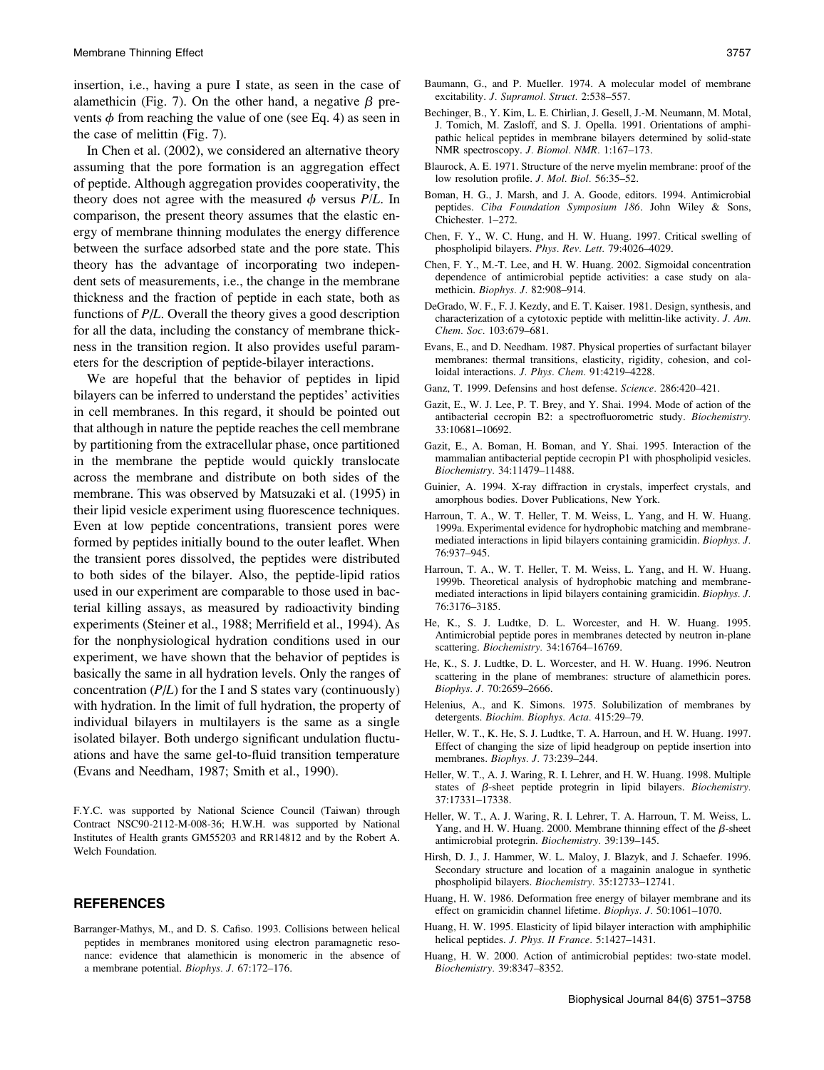insertion, i.e., having a pure I state, as seen in the case of alamethicin (Fig. 7). On the other hand, a negative $\beta$ prevents $\phi$ from reaching the value of one (see Eq. 4) as seen in the case of melittin (Fig. 7).

In Chen et al. (2002), we considered an alternative theory assuming that the pore formation is an aggregation effect of peptide. Although aggregation provides cooperativity, the theory does not agree with the measured $\phi$ versus $P/L$. In comparison, the present theory assumes that the elastic energy of membrane thinning modulates the energy difference between the surface adsorbed state and the pore state. This theory has the advantage of incorporating two independent sets of measurements, i.e., the change in the membrane thickness and the fraction of peptide in each state, both as functions of $P/L$. Overall the theory gives a good description for all the data, including the constancy of membrane thickness in the transition region. It also provides useful parameters for the description of peptide-bilayer interactions.

We are hopeful that the behavior of peptides in lipid bilayers can be inferred to understand the peptides' activities in cell membranes. In this regard, it should be pointed out that although in nature the peptide reaches the cell membrane by partitioning from the extracellular phase, once partitioned in the membrane the peptide would quickly translocate across the membrane and distribute on both sides of the membrane. This was observed by Matsuzaki et al. (1995) in their lipid vesicle experiment using fluorescence techniques. Even at low peptide concentrations, transient pores were formed by peptides initially bound to the outer leaflet. When the transient pores dissolved, the peptides were distributed to both sides of the bilayer. Also, the peptide-lipid ratios used in our experiment are comparable to those used in bacterial killing assays, as measured by radioactivity binding experiments (Steiner et al., 1988; Merrifield et al., 1994). As for the nonphysiological hydration conditions used in our experiment, we have shown that the behavior of peptides is basically the same in all hydration levels. Only the ranges of concentration ($P/L$) for the I and S states vary (continuously) with hydration. In the limit of full hydration, the property of individual bilayers in multilayers is the same as a single isolated bilayer. Both undergo significant undulation fluctuations and have the same gel-to-fluid transition temperature (Evans and Needham, 1987; Smith et al., 1990).

F.Y.C. was supported by National Science Council (Taiwan) through Contract NSC90-2112-M-008-36; H.W.H. was supported by National Institutes of Health grants GM55203 and RR14812 and by the Robert A. Welch Foundation.

## REFERENCES

Barranger-Mathys, M., and D. S. Cafiso. 1993. Collisions between helical peptides in membranes monitored using electron paramagnetic resonance: evidence that alamethicin is monomeric in the absence of a membrane potential. *Biophys. J.* 67:172–176.

Baumann, G., and P. Mueller. 1974. A molecular model of membrane excitability. *J. Supramol. Struct.* 2:538–557.

Bechinger, B., Y. Kim, L. E. Chirlian, J. Gesell, J.-M. Neumann, M. Motal, J. Tomich, M. Zasloff, and S. J. Opella. 1991. Orientations of amphipathic helical peptides in membrane bilayers determined by solid-state NMR spectroscopy. *J. Biomol. NMR.* 1:167–173.

Blaurock, A. E. 1971. Structure of the nerve myelin membrane: proof of the low resolution profile. *J. Mol. Biol.* 56:35–52.

Boman, H. G., J. Marsh, and J. A. Goode, editors. 1994. Antimicrobial peptides. *Ciba Foundation Symposium 186*. John Wiley & Sons, Chichester. 1–272.

Chen, F. Y., W. C. Hung, and H. W. Huang. 1997. Critical swelling of phospholipid bilayers. *Phys. Rev. Lett.* 79:4026–4029.

Chen, F. Y., M.-T. Lee, and H. W. Huang. 2002. Sigmoidal concentration dependence of antimicrobial peptide activities: a case study on alamethicin. *Biophys. J.* 82:908–914.

DeGrado, W. F., F. J. Kezdy, and E. T. Kaiser. 1981. Design, synthesis, and characterization of a cytotoxic peptide with melittin-like activity. *J. Am. Chem. Soc.* 103:679–681.

Evans, E., and D. Needham. 1987. Physical properties of surfactant bilayer membranes: thermal transitions, elasticity, rigidity, cohesion, and colloidal interactions. *J. Phys. Chem.* 91:4219–4228.

Ganz, T. 1999. Defensins and host defense. *Science.* 286:420–421.

Gazit, E., W. J. Lee, P. T. Brey, and Y. Shai. 1994. Mode of action of the antibacterial cecropin B2: a spectrofluorometric study. *Biochemistry.* 33:10681–10692.

Gazit, E., A. Boman, H. Boman, and Y. Shai. 1995. Interaction of the mammalian antibacterial peptide cecropin P1 with phospholipid vesicles. *Biochemistry.* 34:11479–11488.

Guinier, A. 1994. X-ray diffraction in crystals, imperfect crystals, and amorphous bodies. Dover Publications, New York.

Harroun, T. A., W. T. Heller, T. M. Weiss, L. Yang, and H. W. Huang. 1999a. Experimental evidence for hydrophobic matching and membrane-mediated interactions in lipid bilayers containing gramicidin. *Biophys. J.* 76:937–945.

Harroun, T. A., W. T. Heller, T. M. Weiss, L. Yang, and H. W. Huang. 1999b. Theoretical analysis of hydrophobic matching and membrane-mediated interactions in lipid bilayers containing gramicidin. *Biophys. J.* 76:3176–3185.

He, K., S. J. Ludtke, D. L. Worcester, and H. W. Huang. 1995. Antimicrobial peptide pores in membranes detected by neutron in-plane scattering. *Biochemistry.* 34:16764–16769.

He, K., S. J. Ludtke, D. L. Worcester, and H. W. Huang. 1996. Neutron scattering in the plane of membranes: structure of alamethicin pores. *Biophys. J.* 70:2659–2666.

Helenius, A., and K. Simons. 1975. Solubilization of membranes by detergents. *Biochim. Biophys. Acta.* 415:29–79.

Heller, W. T., K. He, S. J. Ludtke, T. A. Harroun, and H. W. Huang. 1997. Effect of changing the size of lipid headgroup on peptide insertion into membranes. *Biophys. J.* 73:239–244.

Heller, W. T., A. J. Waring, R. I. Lehrer, and H. W. Huang. 1998. Multiple states of $\beta$-sheet peptide protegrin in lipid bilayers. *Biochemistry.* 37:17331–17338.

Heller, W. T., A. J. Waring, R. I. Lehrer, T. A. Harroun, T. M. Weiss, L. Yang, and H. W. Huang. 2000. Membrane thinning effect of the $\beta$-sheet antimicrobial protegrin. *Biochemistry.* 39:139–145.

Hirsh, D. J., J. Hammer, W. L. Maloy, J. Blazyk, and J. Schaefer. 1996. Secondary structure and location of a magainin analogue in synthetic phospholipid bilayers. *Biochemistry.* 35:12733–12741.

Huang, H. W. 1986. Deformation free energy of bilayer membrane and its effect on gramicidin channel lifetime. *Biophys. J.* 50:1061–1070.

Huang, H. W. 1995. Elasticity of lipid bilayer interaction with amphiphilic helical peptides. *J. Phys. II France.* 5:1427–1431.

Huang, H. W. 2000. Action of antimicrobial peptides: two-state model. *Biochemistry.* 39:8347–8352.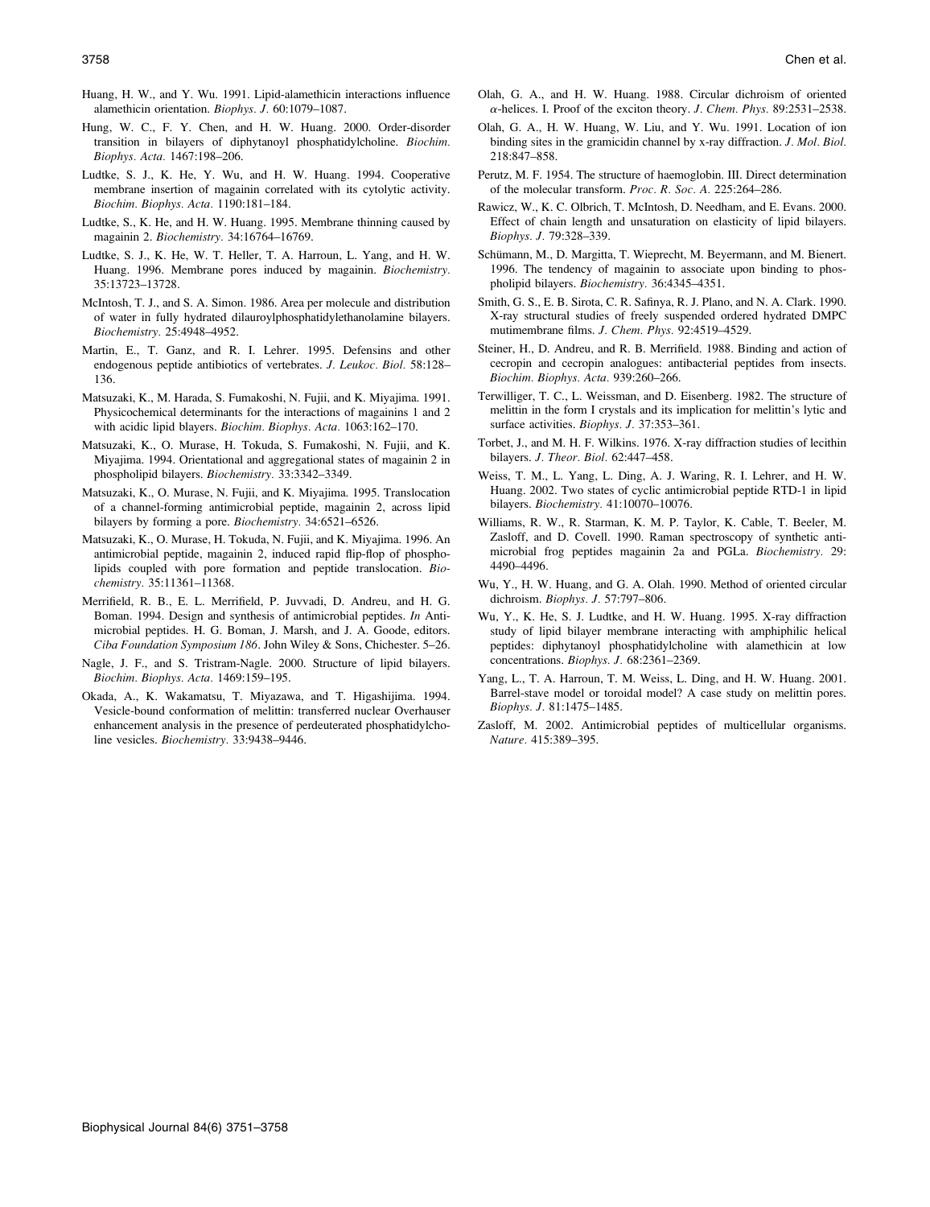Huang, H. W., and Y. Wu. 1991. Lipid-alamethicin interactions influence alamethicin orientation. *Biophys. J.* 60:1079–1087.

Hung, W. C., F. Y. Chen, and H. W. Huang. 2000. Order-disorder transition in bilayers of diphytanoyl phosphatidylcholine. *Biochim. Biophys. Acta.* 1467:198–206.

Ludtke, S. J., K. He, Y. Wu, and H. W. Huang. 1994. Cooperative membrane insertion of magainin correlated with its cytolytic activity. *Biochim. Biophys. Acta.* 1190:181–184.

Ludtke, S., K. He, and H. W. Huang. 1995. Membrane thinning caused by magainin 2. *Biochemistry.* 34:16764–16769.

Ludtke, S. J., K. He, W. T. Heller, T. A. Harroun, L. Yang, and H. W. Huang. 1996. Membrane pores induced by magainin. *Biochemistry.* 35:13723–13728.

McIntosh, T. J., and S. A. Simon. 1986. Area per molecule and distribution of water in fully hydrated dilauroylphosphatidylethanolamine bilayers. *Biochemistry.* 25:4948–4952.

Martin, E., T. Ganz, and R. I. Lehrer. 1995. Defensins and other endogenous peptide antibiotics of vertebrates. *J. Leukoc. Biol.* 58:128–136.

Matsuzaki, K., M. Harada, S. Fumakoshi, N. Fujii, and K. Miyajima. 1991. Physicochemical determinants for the interactions of magainins 1 and 2 with acidic lipid blayers. *Biochim. Biophys. Acta.* 1063:162–170.

Matsuzaki, K., O. Murase, H. Tokuda, S. Fumakoshi, N. Fujii, and K. Miyajima. 1994. Orientational and aggregational states of magainin 2 in phospholipid bilayers. *Biochemistry.* 33:3342–3349.

Matsuzaki, K., O. Murase, N. Fujii, and K. Miyajima. 1995. Translocation of a channel-forming antimicrobial peptide, magainin 2, across lipid bilayers by forming a pore. *Biochemistry.* 34:6521–6526.

Matsuzaki, K., O. Murase, H. Tokuda, N. Fujii, and K. Miyajima. 1996. An antimicrobial peptide, magainin 2, induced rapid flip-flop of phospholipids coupled with pore formation and peptide translocation. *Biochemistry.* 35:11361–11368.

Merrifield, R. B., E. L. Merrifield, P. Juvvadi, D. Andreu, and H. G. Boman. 1994. Design and synthesis of antimicrobial peptides. *In* Antimicrobial peptides. H. G. Boman, J. Marsh, and J. A. Goode, editors. *Ciba Foundation Symposium 186*. John Wiley & Sons, Chichester. 5–26.

Nagle, J. F., and S. Tristram-Nagle. 2000. Structure of lipid bilayers. *Biochim. Biophys. Acta.* 1469:159–195.

Okada, A., K. Wakamatsu, T. Miyazawa, and T. Higashijima. 1994. Vesicle-bound conformation of melittin: transferred nuclear Overhauser enhancement analysis in the presence of perdeuterated phosphatidylcholine vesicles. *Biochemistry.* 33:9438–9446.

Olah, G. A., and H. W. Huang. 1988. Circular dichroism of oriented $\alpha$-helices. I. Proof of the exciton theory. *J. Chem. Phys.* 89:2531–2538.

Olah, G. A., H. W. Huang, W. Liu, and Y. Wu. 1991. Location of ion binding sites in the gramicidin channel by x-ray diffraction. *J. Mol. Biol.* 218:847–858.

Perutz, M. F. 1954. The structure of haemoglobin. III. Direct determination of the molecular transform. *Proc. R. Soc. A.* 225:264–286.

Rawicz, W., K. C. Olbrich, T. McIntosh, D. Needham, and E. Evans. 2000. Effect of chain length and unsaturation on elasticity of lipid bilayers. *Biophys. J.* 79:328–339.

Schümann, M., D. Margitta, T. Wieprecht, M. Beyermann, and M. Bienert. 1996. The tendency of magainin to associate upon binding to phospholipid bilayers. *Biochemistry.* 36:4345–4351.

Smith, G. S., E. B. Sirota, C. R. Safinya, R. J. Plano, and N. A. Clark. 1990. X-ray structural studies of freely suspended ordered hydrated DMPC mutimembrane films. *J. Chem. Phys.* 92:4519–4529.

Steiner, H., D. Andreu, and R. B. Merrifield. 1988. Binding and action of cecropin and cecropin analogues: antibacterial peptides from insects. *Biochim. Biophys. Acta.* 939:260–266.

Terwilliger, T. C., L. Weissman, and D. Eisenberg. 1982. The structure of melittin in the form I crystals and its implication for melittin's lytic and surface activities. *Biophys. J.* 37:353–361.

Torbet, J., and M. H. F. Wilkins. 1976. X-ray diffraction studies of lecithin bilayers. *J. Theor. Biol.* 62:447–458.

Weiss, T. M., L. Yang, L. Ding, A. J. Waring, R. I. Lehrer, and H. W. Huang. 2002. Two states of cyclic antimicrobial peptide RTD-1 in lipid bilayers. *Biochemistry.* 41:10070–10076.

Williams, R. W., R. Starman, K. M. P. Taylor, K. Cable, T. Beeler, M. Zasloff, and D. Covell. 1990. Raman spectroscopy of synthetic antimicrobial frog peptides magainin 2a and PGLa. *Biochemistry.* 29: 4490–4496.

Wu, Y., H. W. Huang, and G. A. Olah. 1990. Method of oriented circular dichroism. *Biophys. J.* 57:797–806.

Wu, Y., K. He, S. J. Ludtke, and H. W. Huang. 1995. X-ray diffraction study of lipid bilayer membrane interacting with amphiphilic helical peptides: diphytanoyl phosphatidylcholine with alamethicin at low concentrations. *Biophys. J.* 68:2361–2369.

Yang, L., T. A. Harroun, T. M. Weiss, L. Ding, and H. W. Huang. 2001. Barrel-stave model or toroidal model? A case study on melittin pores. *Biophys. J.* 81:1475–1485.

Zasloff, M. 2002. Antimicrobial peptides of multicellular organisms. *Nature.* 415:389–395.